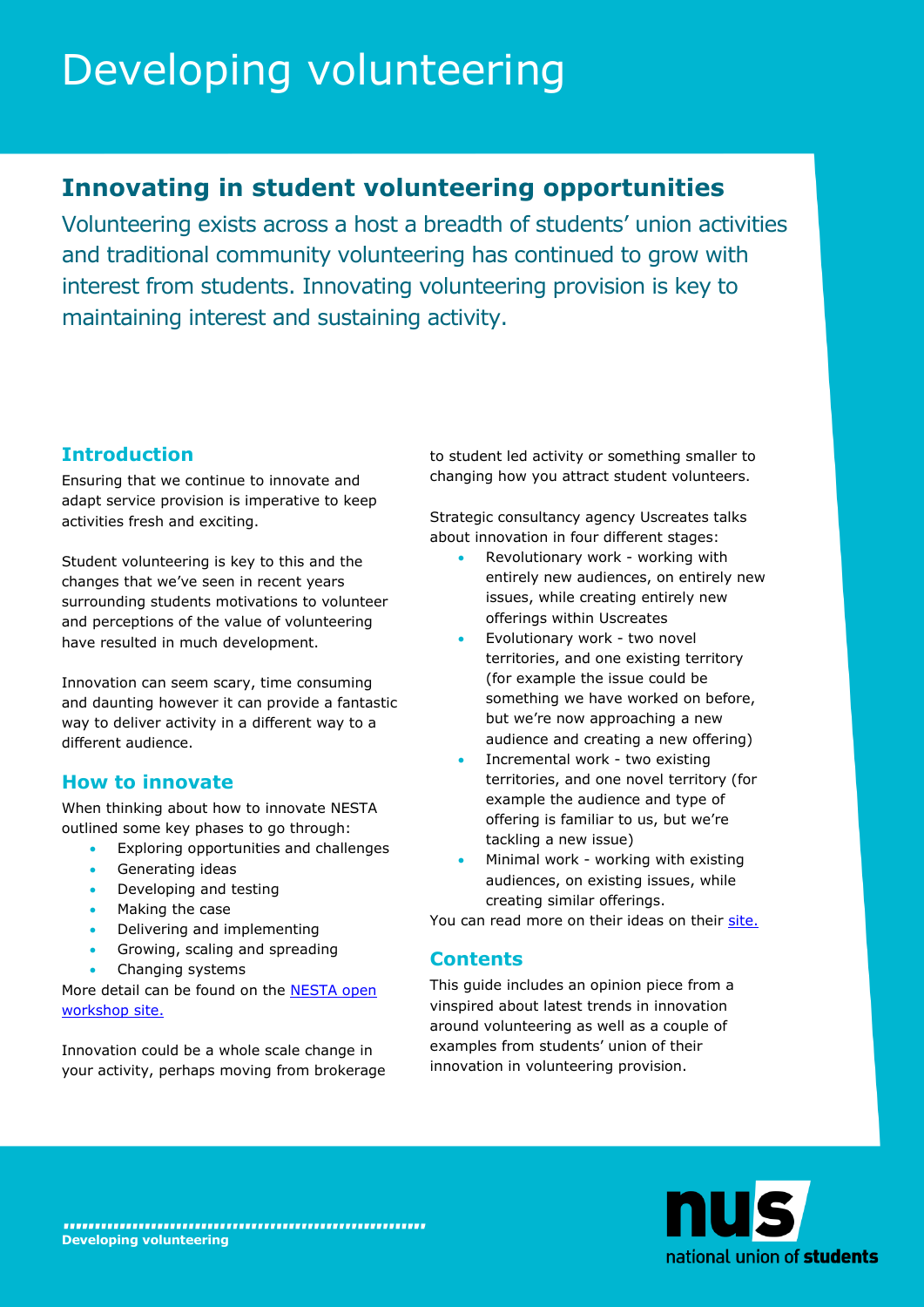# Developing volunteering

## Innovating in student volunteering opportunities

Volunteering exists across a host a breadth of students' union activities and traditional community volunteering has continued to grow with interest from students. Innovating volunteering provision is key to maintaining interest and sustaining activity.

### Introduction

Ensuring that we continue to innovate and adapt service provision is imperative to keep activities fresh and exciting.

Student volunteering is key to this and the changes that we've seen in recent years surrounding students motivations to volunteer and perceptions of the value of volunteering have resulted in much development.

Innovation can seem scary, time consuming and daunting however it can provide a fantastic way to deliver activity in a different way to a different audience.

### How to innovate

When thinking about how to innovate NESTA outlined some key phases to go through:

- Exploring opportunities and challenges
- Generating ideas
- Developing and testing
- Making the case
- Delivering and implementing
- Growing, scaling and spreading
- Changing systems

More detail can be found on the [NESTA open workshop site.]()

Innovation could be a whole scale change in your activity, perhaps moving from brokerage to student led activity or something smaller to changing how you attract student volunteers.

Strategic consultancy agency Uscreates talks about innovation in four different stages:

- Revolutionary work - working with entirely new audiences, on entirely new issues, while creating entirely new offerings within Uscreates
- Evolutionary work - two novel territories, and one existing territory (for example the issue could be something we have worked on before, but we're now approaching a new audience and creating a new offering)
- Incremental work - two existing territories, and one novel territory (for example the audience and type of offering is familiar to us, but we're tackling a new issue)
- Minimal work - working with existing audiences, on existing issues, while creating similar offerings.

You can read more on their ideas on their [site.]()

### Contents

This guide includes an opinion piece from a vinspired about latest trends in innovation around volunteering as well as a couple of examples from students' union of their innovation in volunteering provision.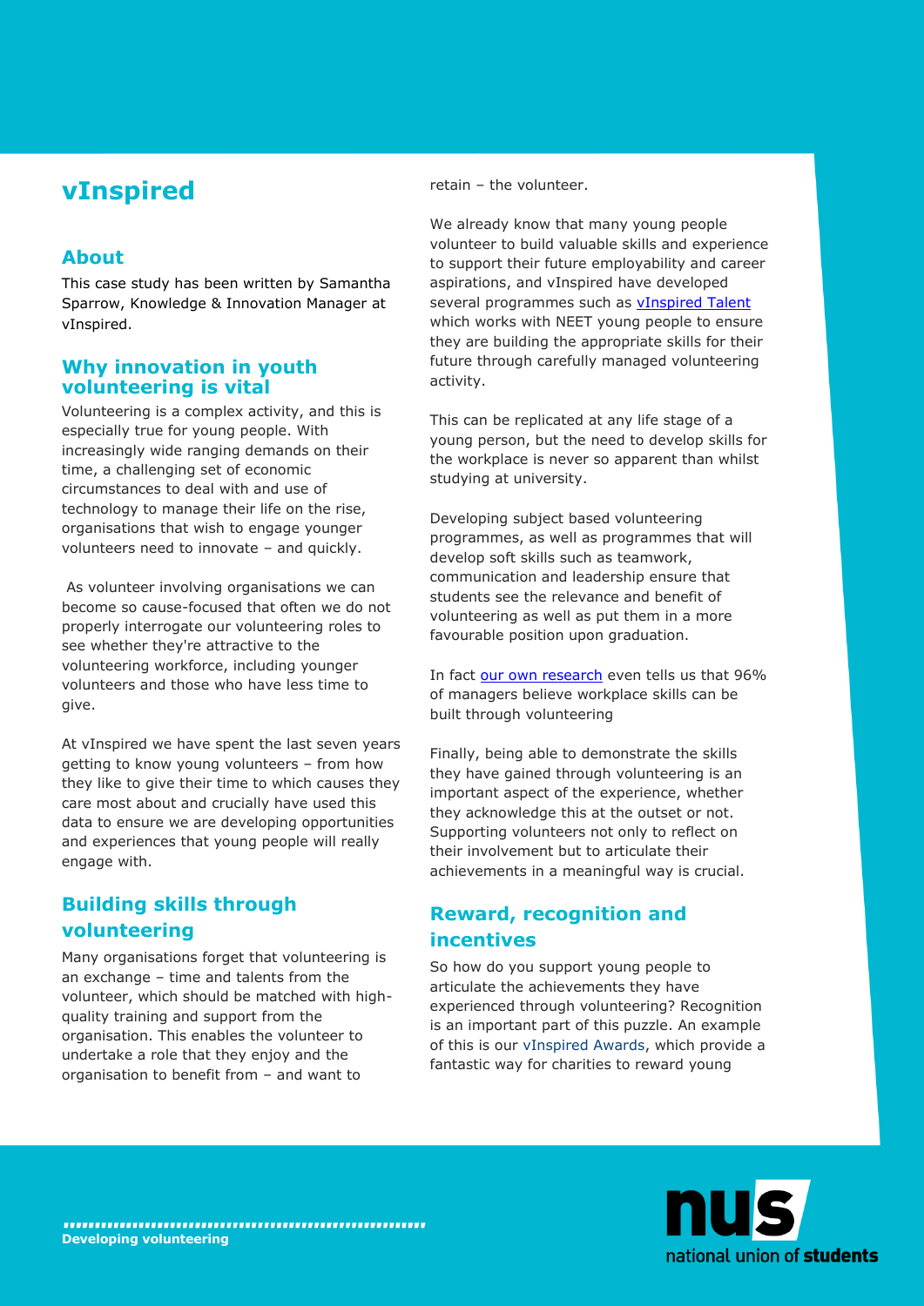# vInspired

## About

This case study has been written by Samantha Sparrow, Knowledge & Innovation Manager at vInspired.

## Why innovation in youth volunteering is vital

Volunteering is a complex activity, and this is especially true for young people. With increasingly wide ranging demands on their time, a challenging set of economic circumstances to deal with and use of technology to manage their life on the rise, organisations that wish to engage younger volunteers need to innovate – and quickly.

As volunteer involving organisations we can become so cause-focused that often we do not properly interrogate our volunteering roles to see whether they're attractive to the volunteering workforce, including younger volunteers and those who have less time to give.

At vInspired we have spent the last seven years getting to know young volunteers – from how they like to give their time to which causes they care most about and crucially have used this data to ensure we are developing opportunities and experiences that young people will really engage with.

## Building skills through volunteering

Many organisations forget that volunteering is an exchange – time and talents from the volunteer, which should be matched with high-quality training and support from the organisation. This enables the volunteer to undertake a role that they enjoy and the organisation to benefit from – and want to retain – the volunteer.

We already know that many young people volunteer to build valuable skills and experience to support their future employability and career aspirations, and vInspired have developed several programmes such as vInspired Talent which works with NEET young people to ensure they are building the appropriate skills for their future through carefully managed volunteering activity.

This can be replicated at any life stage of a young person, but the need to develop skills for the workplace is never so apparent than whilst studying at university.

Developing subject based volunteering programmes, as well as programmes that will develop soft skills such as teamwork, communication and leadership ensure that students see the relevance and benefit of volunteering as well as put them in a more favourable position upon graduation.

In fact our own research even tells us that 96% of managers believe workplace skills can be built through volunteering

Finally, being able to demonstrate the skills they have gained through volunteering is an important aspect of the experience, whether they acknowledge this at the outset or not. Supporting volunteers not only to reflect on their involvement but to articulate their achievements in a meaningful way is crucial.

## Reward, recognition and incentives

So how do you support young people to articulate the achievements they have experienced through volunteering? Recognition is an important part of this puzzle. An example of this is our vInspired Awards, which provide a fantastic way for charities to reward young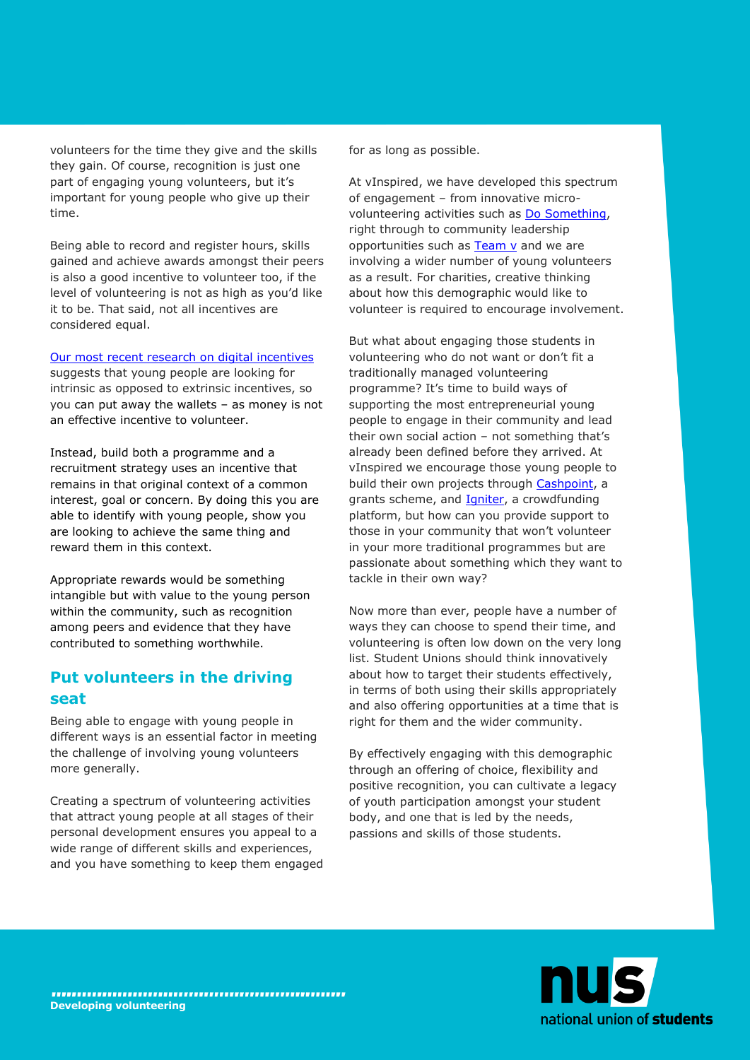volunteers for the time they give and the skills they gain. Of course, recognition is just one part of engaging young volunteers, but it's important for young people who give up their time.

Being able to record and register hours, skills gained and achieve awards amongst their peers is also a good incentive to volunteer too, if the level of volunteering is not as high as you'd like it to be. That said, not all incentives are considered equal.

Our most recent research on digital incentives suggests that young people are looking for intrinsic as opposed to extrinsic incentives, so you can put away the wallets – as money is not an effective incentive to volunteer.

Instead, build both a programme and a recruitment strategy uses an incentive that remains in that original context of a common interest, goal or concern. By doing this you are able to identify with young people, show you are looking to achieve the same thing and reward them in this context.

Appropriate rewards would be something intangible but with value to the young person within the community, such as recognition among peers and evidence that they have contributed to something worthwhile.

## Put volunteers in the driving seat

Being able to engage with young people in different ways is an essential factor in meeting the challenge of involving young volunteers more generally.

Creating a spectrum of volunteering activities that attract young people at all stages of their personal development ensures you appeal to a wide range of different skills and experiences, and you have something to keep them engaged for as long as possible.

At vInspired, we have developed this spectrum of engagement – from innovative micro-volunteering activities such as Do Something, right through to community leadership opportunities such as Team v and we are involving a wider number of young volunteers as a result. For charities, creative thinking about how this demographic would like to volunteer is required to encourage involvement.

But what about engaging those students in volunteering who do not want or don't fit a traditionally managed volunteering programme? It's time to build ways of supporting the most entrepreneurial young people to engage in their community and lead their own social action – not something that's already been defined before they arrived. At vInspired we encourage those young people to build their own projects through Cashpoint, a grants scheme, and Igniter, a crowdfunding platform, but how can you provide support to those in your community that won't volunteer in your more traditional programmes but are passionate about something which they want to tackle in their own way?

Now more than ever, people have a number of ways they can choose to spend their time, and volunteering is often low down on the very long list. Student Unions should think innovatively about how to target their students effectively, in terms of both using their skills appropriately and also offering opportunities at a time that is right for them and the wider community.

By effectively engaging with this demographic through an offering of choice, flexibility and positive recognition, you can cultivate a legacy of youth participation amongst your student body, and one that is led by the needs, passions and skills of those students.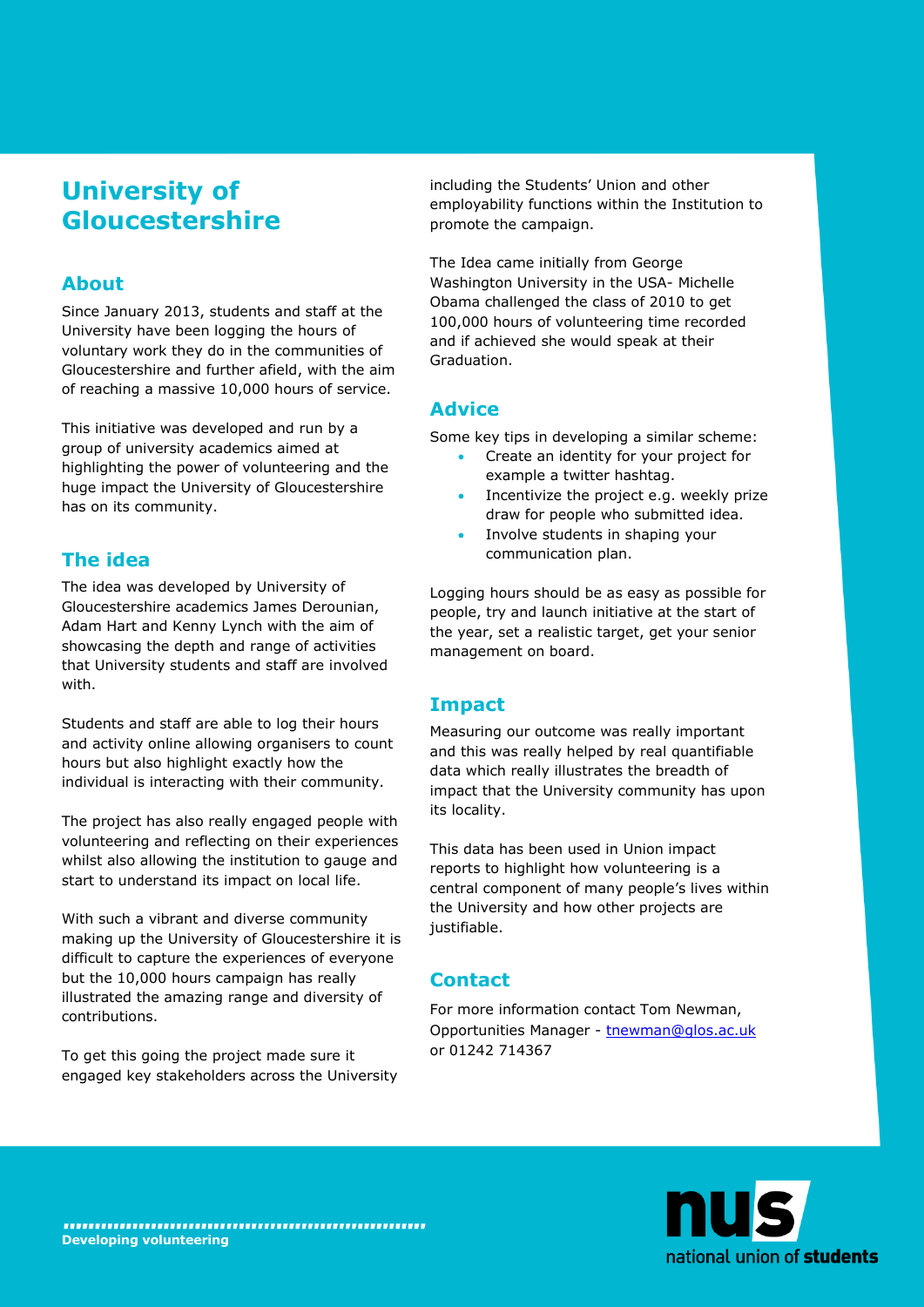# University of Gloucestershire

## About

Since January 2013, students and staff at the University have been logging the hours of voluntary work they do in the communities of Gloucestershire and further afield, with the aim of reaching a massive 10,000 hours of service.

This initiative was developed and run by a group of university academics aimed at highlighting the power of volunteering and the huge impact the University of Gloucestershire has on its community.

## The idea

The idea was developed by University of Gloucestershire academics James Derounian, Adam Hart and Kenny Lynch with the aim of showcasing the depth and range of activities that University students and staff are involved with.

Students and staff are able to log their hours and activity online allowing organisers to count hours but also highlight exactly how the individual is interacting with their community.

The project has also really engaged people with volunteering and reflecting on their experiences whilst also allowing the institution to gauge and start to understand its impact on local life.

With such a vibrant and diverse community making up the University of Gloucestershire it is difficult to capture the experiences of everyone but the 10,000 hours campaign has really illustrated the amazing range and diversity of contributions.

To get this going the project made sure it engaged key stakeholders across the University including the Students' Union and other employability functions within the Institution to promote the campaign.

The Idea came initially from George Washington University in the USA- Michelle Obama challenged the class of 2010 to get 100,000 hours of volunteering time recorded and if achieved she would speak at their Graduation.

## Advice

Some key tips in developing a similar scheme:

- Create an identity for your project for example a twitter hashtag.
- Incentivize the project e.g. weekly prize draw for people who submitted idea.
- Involve students in shaping your communication plan.

Logging hours should be as easy as possible for people, try and launch initiative at the start of the year, set a realistic target, get your senior management on board.

## Impact

Measuring our outcome was really important and this was really helped by real quantifiable data which really illustrates the breadth of impact that the University community has upon its locality.

This data has been used in Union impact reports to highlight how volunteering is a central component of many people's lives within the University and how other projects are justifiable.

## Contact

For more information contact Tom Newman, Opportunities Manager - tnewman@glos.ac.uk or 01242 714367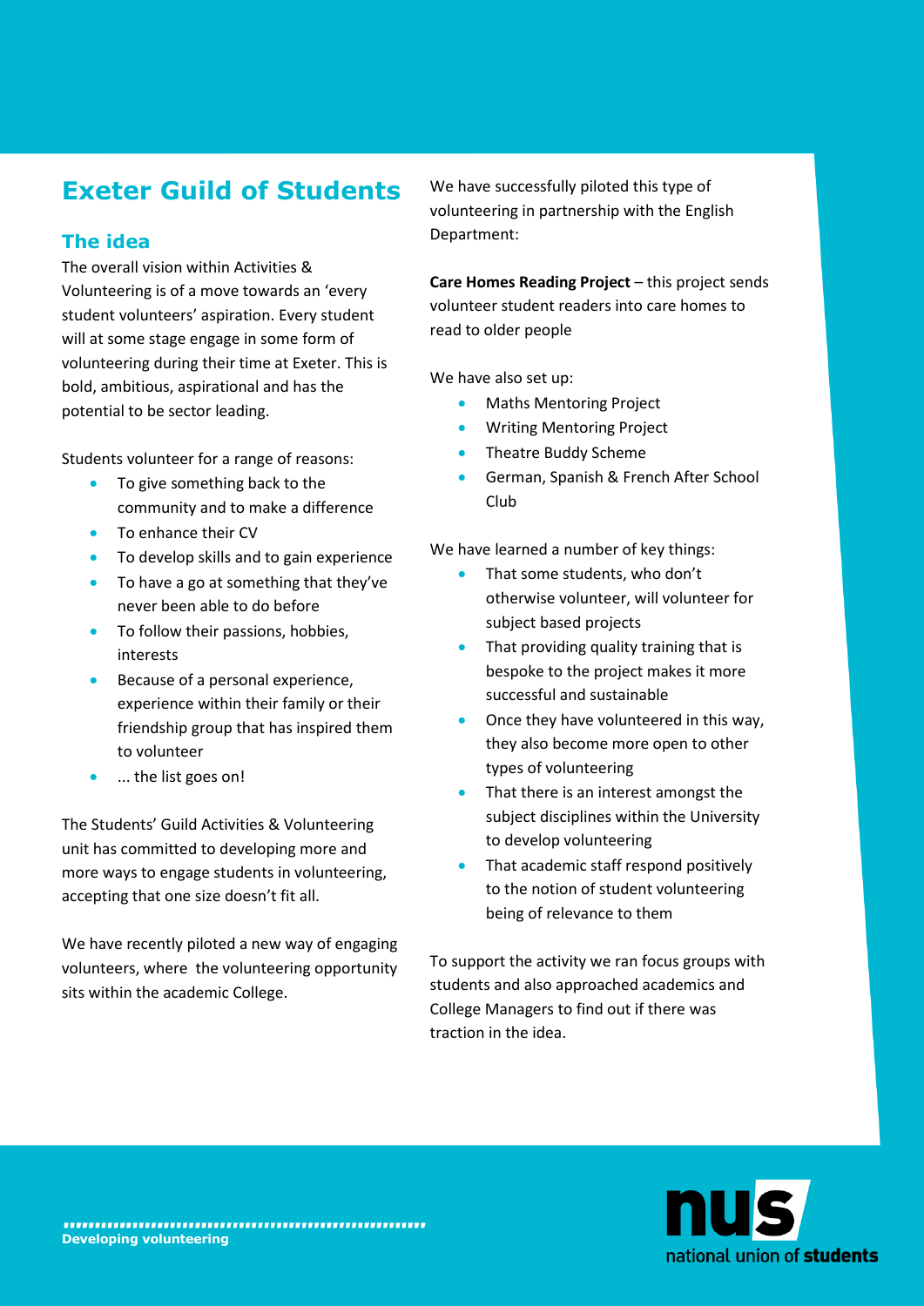# Exeter Guild of Students

## The idea

The overall vision within Activities & Volunteering is of a move towards an 'every student volunteers' aspiration. Every student will at some stage engage in some form of volunteering during their time at Exeter. This is bold, ambitious, aspirational and has the potential to be sector leading.

Students volunteer for a range of reasons:

- To give something back to the community and to make a difference
- To enhance their CV
- To develop skills and to gain experience
- To have a go at something that they've never been able to do before
- To follow their passions, hobbies, interests
- Because of a personal experience, experience within their family or their friendship group that has inspired them to volunteer
- ... the list goes on!

The Students' Guild Activities & Volunteering unit has committed to developing more and more ways to engage students in volunteering, accepting that one size doesn't fit all.

We have recently piloted a new way of engaging volunteers, where the volunteering opportunity sits within the academic College.

We have successfully piloted this type of volunteering in partnership with the English Department:

**Care Homes Reading Project** – this project sends volunteer student readers into care homes to read to older people

We have also set up:

- Maths Mentoring Project
- Writing Mentoring Project
- Theatre Buddy Scheme
- German, Spanish & French After School Club

We have learned a number of key things:

- That some students, who don't otherwise volunteer, will volunteer for subject based projects
- That providing quality training that is bespoke to the project makes it more successful and sustainable
- Once they have volunteered in this way, they also become more open to other types of volunteering
- That there is an interest amongst the subject disciplines within the University to develop volunteering
- That academic staff respond positively to the notion of student volunteering being of relevance to them

To support the activity we ran focus groups with students and also approached academics and College Managers to find out if there was traction in the idea.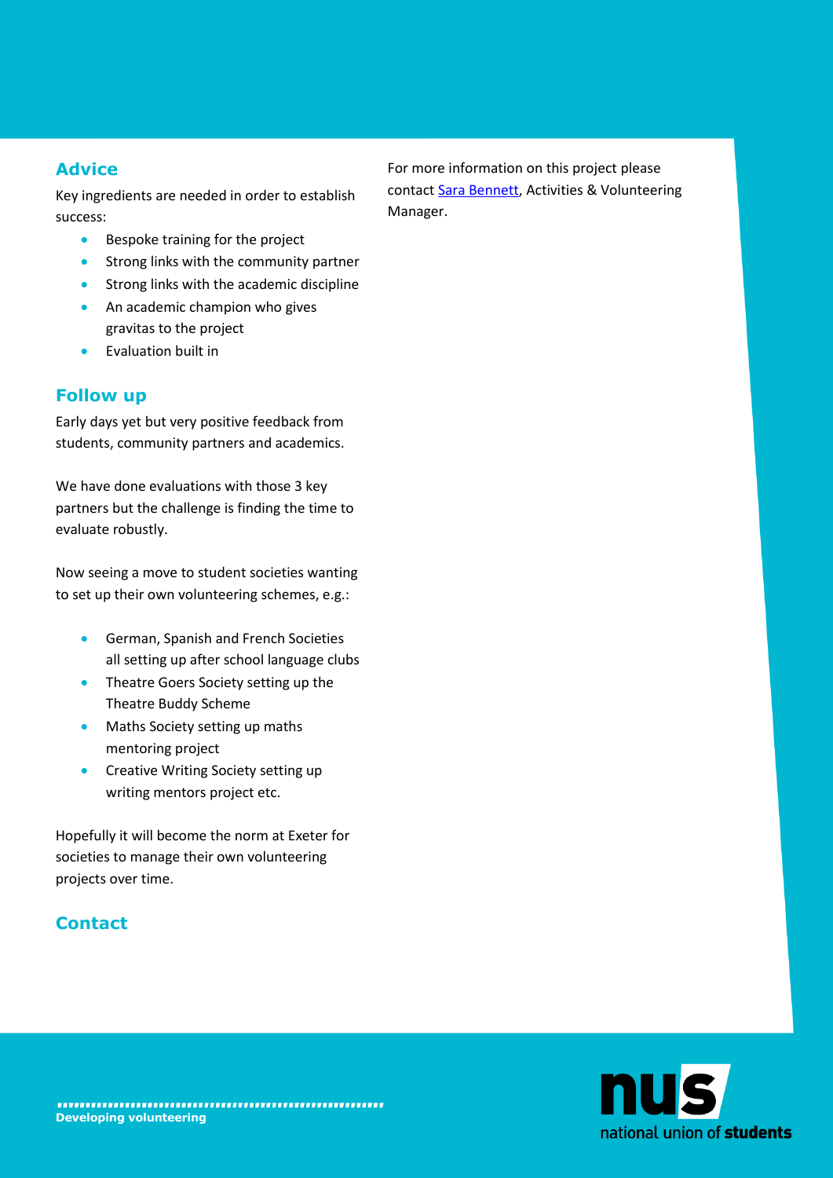## Advice

Key ingredients are needed in order to establish success:

- Bespoke training for the project
- Strong links with the community partner
- Strong links with the academic discipline
- An academic champion who gives gravitas to the project
- Evaluation built in

## Follow up

Early days yet but very positive feedback from students, community partners and academics.

We have done evaluations with those 3 key partners but the challenge is finding the time to evaluate robustly.

Now seeing a move to student societies wanting to set up their own volunteering schemes, e.g.:

- German, Spanish and French Societies all setting up after school language clubs
- Theatre Goers Society setting up the Theatre Buddy Scheme
- Maths Society setting up maths mentoring project
- Creative Writing Society setting up writing mentors project etc.

Hopefully it will become the norm at Exeter for societies to manage their own volunteering projects over time.

## Contact

For more information on this project please contact Sara Bennett, Activities & Volunteering Manager.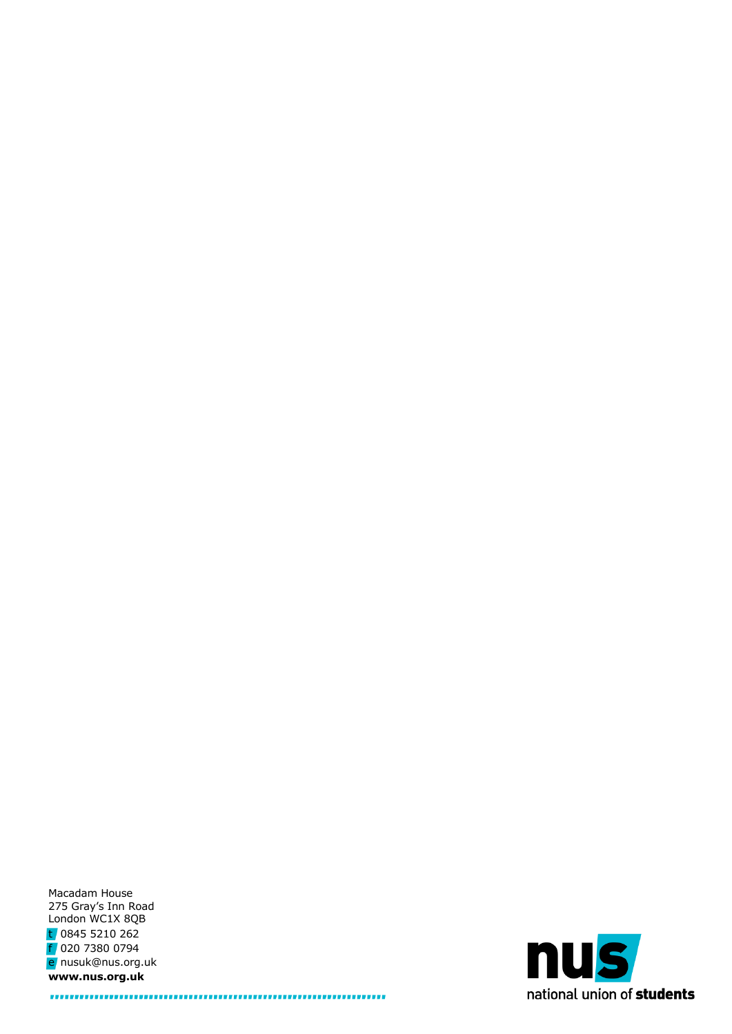Macadam House
275 Gray's Inn Road
London WC1X 8QB
t 0845 5210 262
f 020 7380 0794
e nusuk@nus.org.uk
**www.nus.org.uk**

nus
national union of **students**